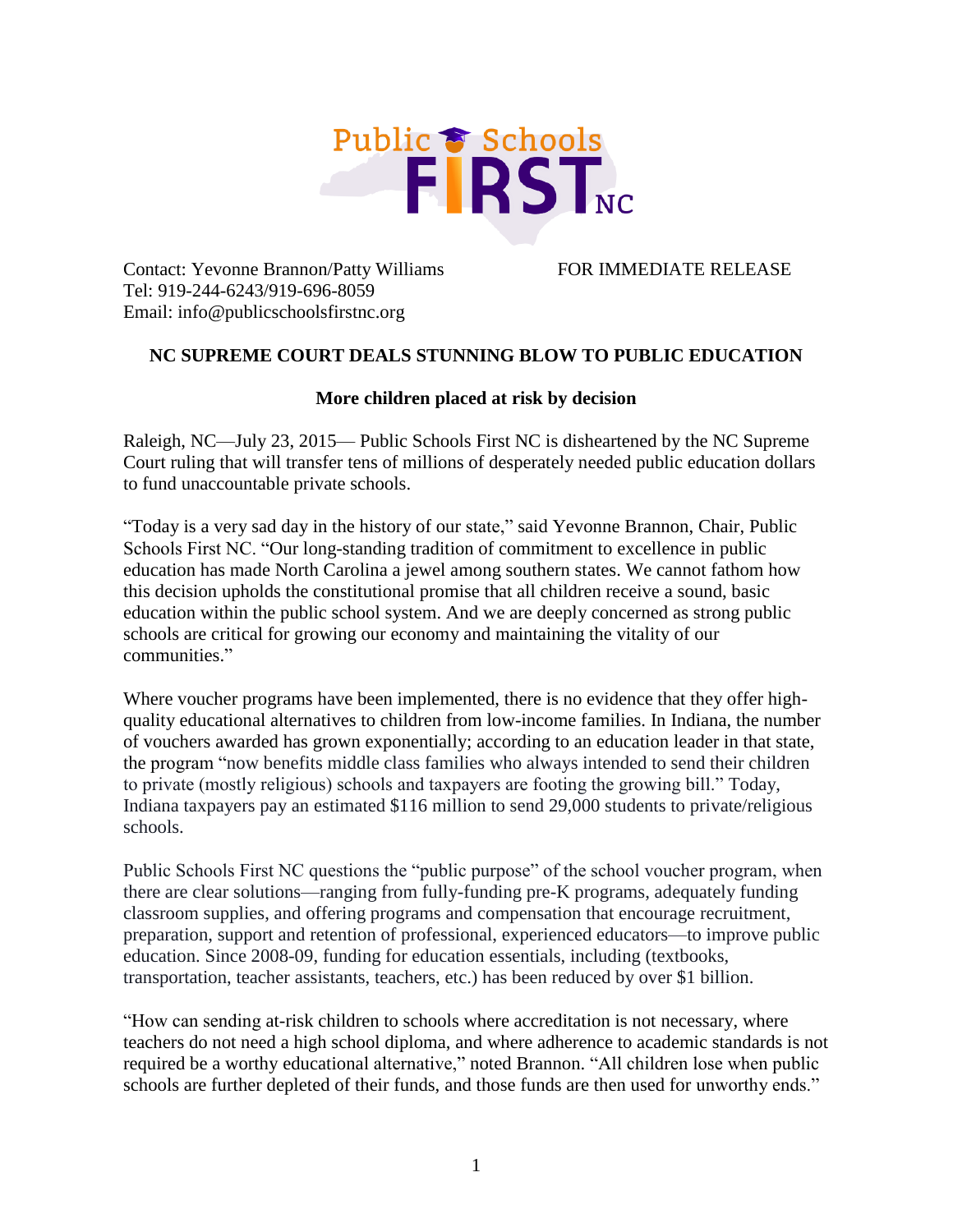Public Schools FIRST NC

Contact: Yevonne Brannon/Patty Williams

Tel: 919-244-6243/919-696-8059

Email: info@publicschoolsfirstnc.org

FOR IMMEDIATE RELEASE

## NC SUPREME COURT DEALS STUNNING BLOW TO PUBLIC EDUCATION

### More children placed at risk by decision

Raleigh, NC—July 23, 2015— Public Schools First NC is disheartened by the NC Supreme Court ruling that will transfer tens of millions of desperately needed public education dollars to fund unaccountable private schools.

"Today is a very sad day in the history of our state," said Yevonne Brannon, Chair, Public Schools First NC. "Our long-standing tradition of commitment to excellence in public education has made North Carolina a jewel among southern states. We cannot fathom how this decision upholds the constitutional promise that all children receive a sound, basic education within the public school system. And we are deeply concerned as strong public schools are critical for growing our economy and maintaining the vitality of our communities."

Where voucher programs have been implemented, there is no evidence that they offer high-quality educational alternatives to children from low-income families. In Indiana, the number of vouchers awarded has grown exponentially; according to an education leader in that state, the program "now benefits middle class families who always intended to send their children to private (mostly religious) schools and taxpayers are footing the growing bill." Today, Indiana taxpayers pay an estimated $116 million to send 29,000 students to private/religious schools.

Public Schools First NC questions the "public purpose" of the school voucher program, when there are clear solutions—ranging from fully-funding pre-K programs, adequately funding classroom supplies, and offering programs and compensation that encourage recruitment, preparation, support and retention of professional, experienced educators—to improve public education. Since 2008-09, funding for education essentials, including (textbooks, transportation, teacher assistants, teachers, etc.) has been reduced by over $1 billion.

"How can sending at-risk children to schools where accreditation is not necessary, where teachers do not need a high school diploma, and where adherence to academic standards is not required be a worthy educational alternative," noted Brannon. "All children lose when public schools are further depleted of their funds, and those funds are then used for unworthy ends."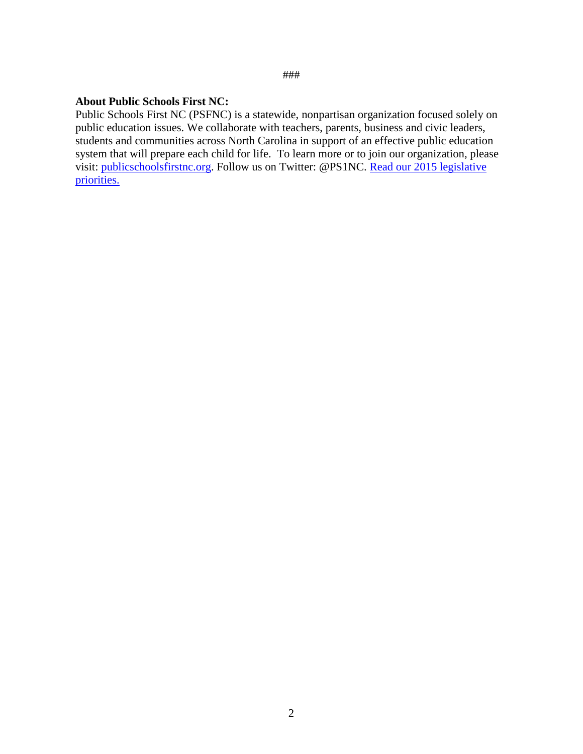###

**About Public Schools First NC:**
Public Schools First NC (PSFNC) is a statewide, nonpartisan organization focused solely on public education issues. We collaborate with teachers, parents, business and civic leaders, students and communities across North Carolina in support of an effective public education system that will prepare each child for life. To learn more or to join our organization, please visit: publicschoolsfirstnc.org. Follow us on Twitter: @PS1NC. Read our 2015 legislative priorities.